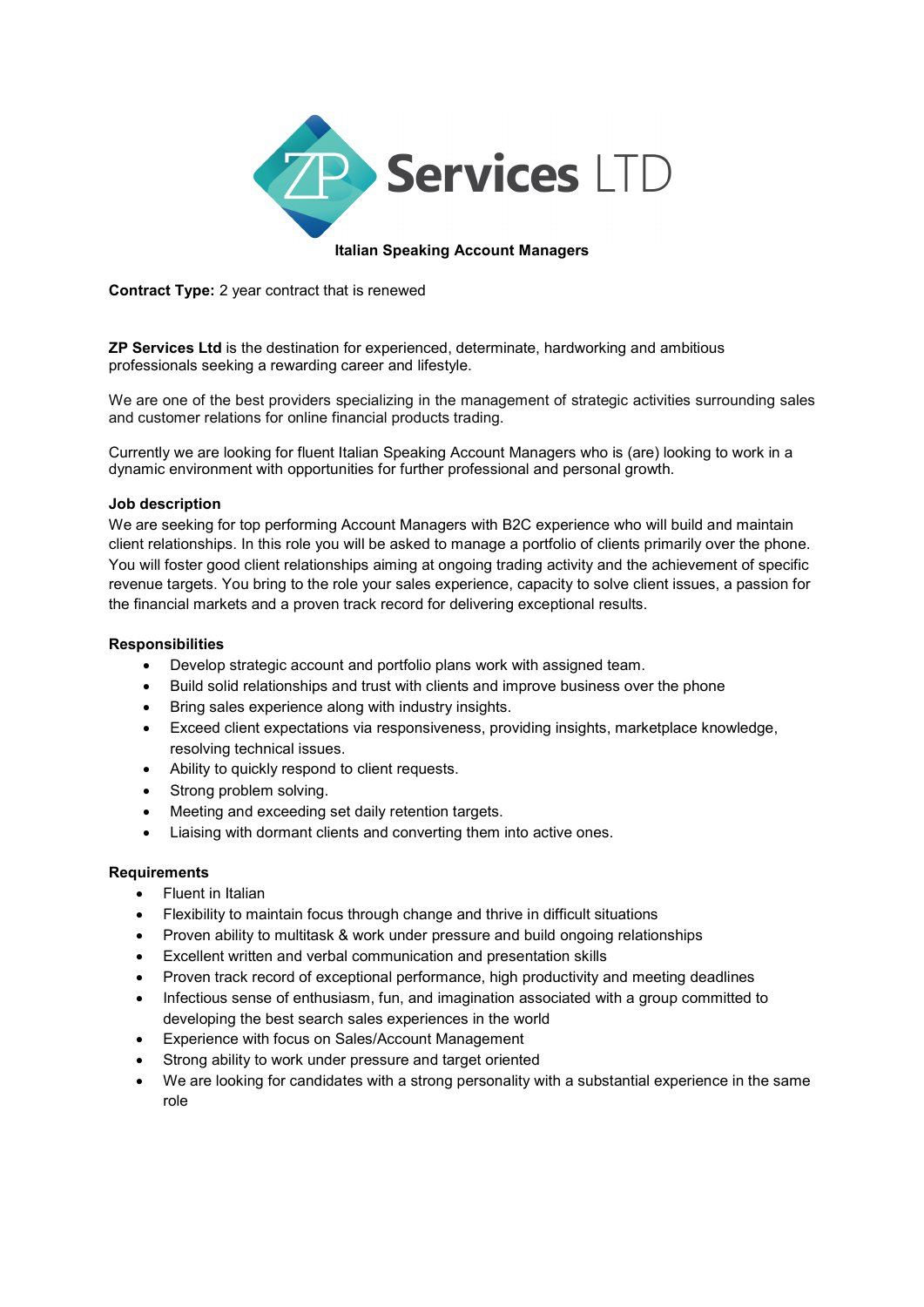ZP Services LTD

**Italian Speaking Account Managers**

**Contract Type:** 2 year contract that is renewed

**ZP Services Ltd** is the destination for experienced, determinate, hardworking and ambitious professionals seeking a rewarding career and lifestyle.

We are one of the best providers specializing in the management of strategic activities surrounding sales and customer relations for online financial products trading.

Currently we are looking for fluent Italian Speaking Account Managers who is (are) looking to work in a dynamic environment with opportunities for further professional and personal growth.

**Job description**

We are seeking for top performing Account Managers with B2C experience who will build and maintain client relationships. In this role you will be asked to manage a portfolio of clients primarily over the phone. You will foster good client relationships aiming at ongoing trading activity and the achievement of specific revenue targets. You bring to the role your sales experience, capacity to solve client issues, a passion for the financial markets and a proven track record for delivering exceptional results.

**Responsibilities**

- Develop strategic account and portfolio plans work with assigned team.
- Build solid relationships and trust with clients and improve business over the phone
- Bring sales experience along with industry insights.
- Exceed client expectations via responsiveness, providing insights, marketplace knowledge, resolving technical issues.
- Ability to quickly respond to client requests.
- Strong problem solving.
- Meeting and exceeding set daily retention targets.
- Liaising with dormant clients and converting them into active ones.

**Requirements**

- Fluent in Italian
- Flexibility to maintain focus through change and thrive in difficult situations
- Proven ability to multitask & work under pressure and build ongoing relationships
- Excellent written and verbal communication and presentation skills
- Proven track record of exceptional performance, high productivity and meeting deadlines
- Infectious sense of enthusiasm, fun, and imagination associated with a group committed to developing the best search sales experiences in the world
- Experience with focus on Sales/Account Management
- Strong ability to work under pressure and target oriented
- We are looking for candidates with a strong personality with a substantial experience in the same role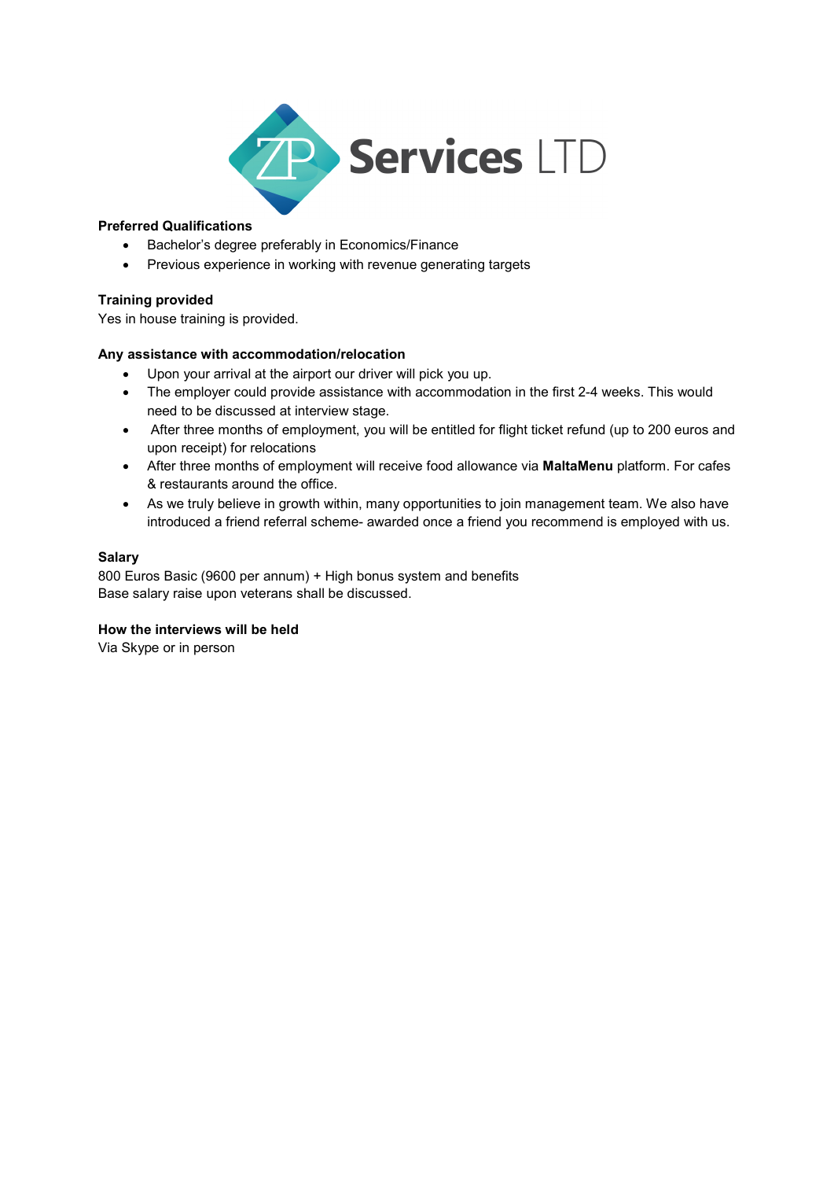**Preferred Qualifications**

- Bachelor's degree preferably in Economics/Finance
- Previous experience in working with revenue generating targets

**Training provided**

Yes in house training is provided.

**Any assistance with accommodation/relocation**

- Upon your arrival at the airport our driver will pick you up.
- The employer could provide assistance with accommodation in the first 2-4 weeks. This would need to be discussed at interview stage.
- After three months of employment, you will be entitled for flight ticket refund (up to 200 euros and upon receipt) for relocations
- After three months of employment will receive food allowance via **MaltaMenu** platform. For cafes & restaurants around the office.
- As we truly believe in growth within, many opportunities to join management team. We also have introduced a friend referral scheme- awarded once a friend you recommend is employed with us.

**Salary**

800 Euros Basic (9600 per annum) + High bonus system and benefits
Base salary raise upon veterans shall be discussed.

**How the interviews will be held**

Via Skype or in person